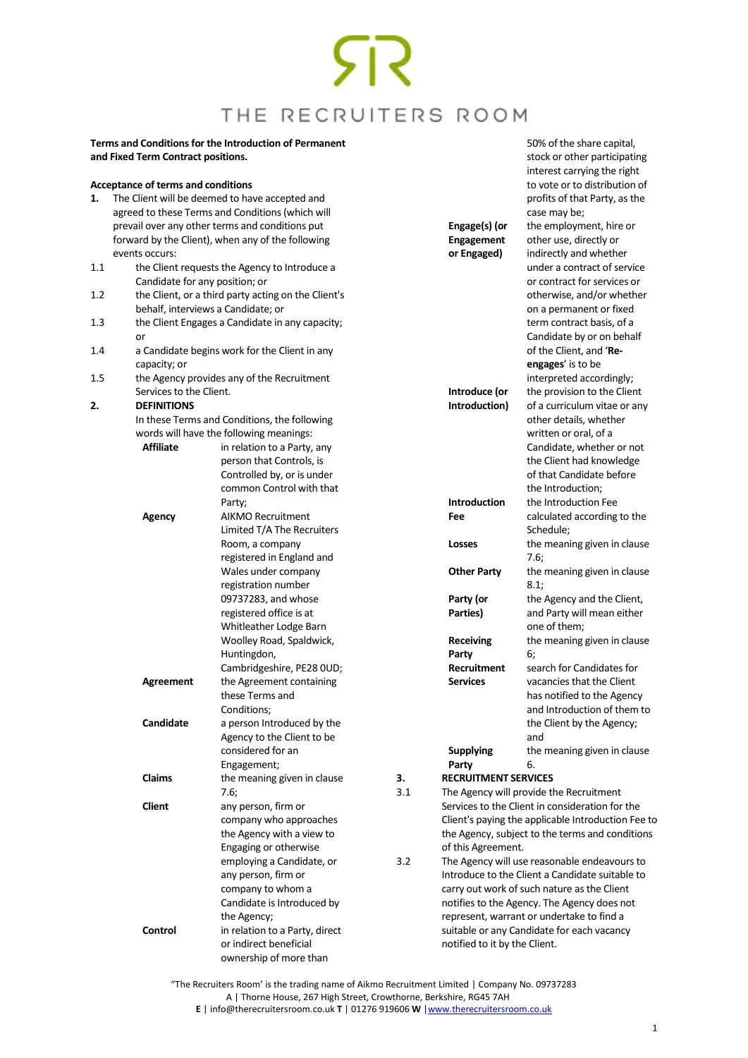# THE RECRUITERS ROOM

**Terms and Conditions for the Introduction of Permanent and Fixed Term Contract positions.**

**Acceptance of terms and conditions**

**1.** The Client will be deemed to have accepted and agreed to these Terms and Conditions (which will prevail over any other terms and conditions put forward by the Client), when any of the following events occurs:

1.1 the Client requests the Agency to Introduce a Candidate for any position; or

1.2 the Client, or a third party acting on the Client's behalf, interviews a Candidate; or

1.3 the Client Engages a Candidate in any capacity; or

1.4 a Candidate begins work for the Client in any capacity; or

1.5 the Agency provides any of the Recruitment Services to the Client.

**2. DEFINITIONS**

In these Terms and Conditions, the following words will have the following meanings:

| | |
|---|---|
| **Affiliate** | in relation to a Party, any person that Controls, is Controlled by, or is under common Control with that Party; |
| **Agency** | AIKMO Recruitment Limited T/A The Recruiters Room, a company registered in England and Wales under company registration number 09737283, and whose registered office is at Whitleather Lodge Barn Woolley Road, Spaldwick, Huntingdon, Cambridgeshire, PE28 0UD; |
| **Agreement** | the Agreement containing these Terms and Conditions; |
| **Candidate** | a person Introduced by the Agency to the Client to be considered for an Engagement; |
| **Claims** | the meaning given in clause 7.6; |
| **Client** | any person, firm or company who approaches the Agency with a view to Engaging or otherwise employing a Candidate, or any person, firm or company to whom a Candidate is Introduced by the Agency; |
| **Control** | in relation to a Party, direct or indirect beneficial ownership of more than 50% of the share capital, stock or other participating interest carrying the right to vote or to distribution of profits of that Party, as the case may be; |
| **Engage(s) (or Engagement or Engaged)** | the employment, hire or other use, directly or indirectly and whether under a contract of service or contract for services or otherwise, and/or whether on a permanent or fixed term contract basis, of a Candidate by or on behalf of the Client, and '**Re-engages**' is to be interpreted accordingly; |
| **Introduce (or Introduction)** | the provision to the Client of a curriculum vitae or any other details, whether written or oral, of a Candidate, whether or not the Client had knowledge of that Candidate before the Introduction; |
| **Introduction Fee** | the Introduction Fee calculated according to the Schedule; |
| **Losses** | the meaning given in clause 7.6; |
| **Other Party** | the meaning given in clause 8.1; |
| **Party (or Parties)** | the Agency and the Client, and Party will mean either one of them; |
| **Receiving Party** | the meaning given in clause 6; |
| **Recruitment Services** | search for Candidates for vacancies that the Client has notified to the Agency and Introduction of them to the Client by the Agency; and |
| **Supplying Party** | the meaning given in clause 6. |

**3. RECRUITMENT SERVICES**

3.1 The Agency will provide the Recruitment Services to the Client in consideration for the Client's paying the applicable Introduction Fee to the Agency, subject to the terms and conditions of this Agreement.

3.2 The Agency will use reasonable endeavours to Introduce to the Client a Candidate suitable to carry out work of such nature as the Client notifies to the Agency. The Agency does not represent, warrant or undertake to find a suitable or any Candidate for each vacancy notified to it by the Client.

"The Recruiters Room' is the trading name of Aikmo Recruitment Limited | Company No. 09737283
A | Thorne House, 267 High Street, Crowthorne, Berkshire, RG45 7AH
**E** | info@therecruitersroom.co.uk **T** | 01276 919606 **W** | www.therecruitersroom.co.uk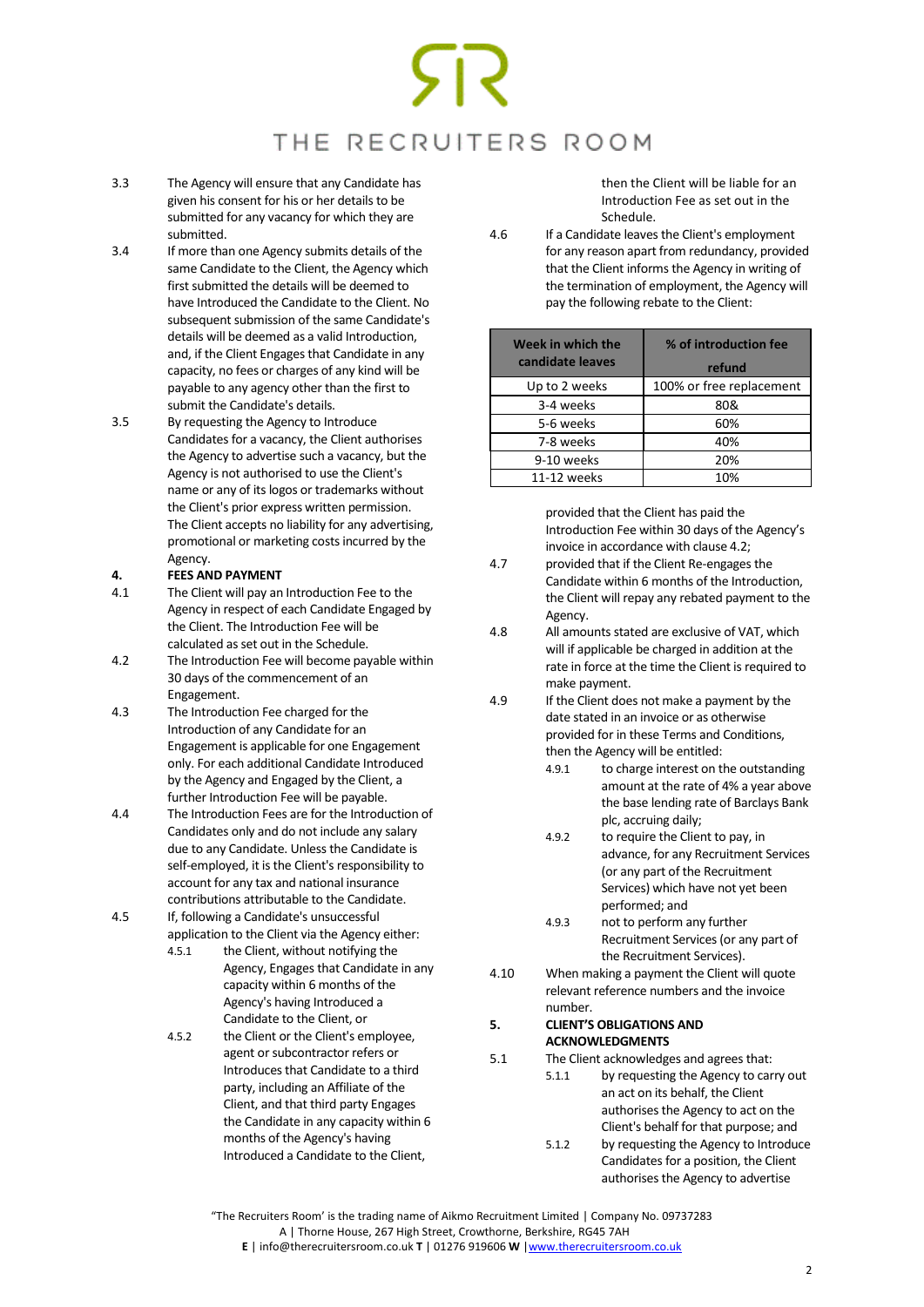3.3 The Agency will ensure that any Candidate has given his consent for his or her details to be submitted for any vacancy for which they are submitted.

3.4 If more than one Agency submits details of the same Candidate to the Client, the Agency which first submitted the details will be deemed to have Introduced the Candidate to the Client. No subsequent submission of the same Candidate's details will be deemed as a valid Introduction, and, if the Client Engages that Candidate in any capacity, no fees or charges of any kind will be payable to any agency other than the first to submit the Candidate's details.

3.5 By requesting the Agency to Introduce Candidates for a vacancy, the Client authorises the Agency to advertise such a vacancy, but the Agency is not authorised to use the Client's name or any of its logos or trademarks without the Client's prior express written permission. The Client accepts no liability for any advertising, promotional or marketing costs incurred by the Agency.

**4. FEES AND PAYMENT**

4.1 The Client will pay an Introduction Fee to the Agency in respect of each Candidate Engaged by the Client. The Introduction Fee will be calculated as set out in the Schedule.

4.2 The Introduction Fee will become payable within 30 days of the commencement of an Engagement.

4.3 The Introduction Fee charged for the Introduction of any Candidate for an Engagement is applicable for one Engagement only. For each additional Candidate Introduced by the Agency and Engaged by the Client, a further Introduction Fee will be payable.

4.4 The Introduction Fees are for the Introduction of Candidates only and do not include any salary due to any Candidate. Unless the Candidate is self-employed, it is the Client's responsibility to account for any tax and national insurance contributions attributable to the Candidate.

4.5 If, following a Candidate's unsuccessful application to the Client via the Agency either:

4.5.1 the Client, without notifying the Agency, Engages that Candidate in any capacity within 6 months of the Agency's having Introduced a Candidate to the Client, or

4.5.2 the Client or the Client's employee, agent or subcontractor refers or Introduces that Candidate to a third party, including an Affiliate of the Client, and that third party Engages the Candidate in any capacity within 6 months of the Agency's having Introduced a Candidate to the Client,

then the Client will be liable for an Introduction Fee as set out in the Schedule.

4.6 If a Candidate leaves the Client's employment for any reason apart from redundancy, provided that the Client informs the Agency in writing of the termination of employment, the Agency will pay the following rebate to the Client:

| Week in which the candidate leaves | % of introduction fee refund |
|---|---|
| Up to 2 weeks | 100% or free replacement |
| 3-4 weeks | 80& |
| 5-6 weeks | 60% |
| 7-8 weeks | 40% |
| 9-10 weeks | 20% |
| 11-12 weeks | 10% |

provided that the Client has paid the Introduction Fee within 30 days of the Agency's invoice in accordance with clause 4.2;

4.7 provided that if the Client Re-engages the Candidate within 6 months of the Introduction, the Client will repay any rebated payment to the Agency.

4.8 All amounts stated are exclusive of VAT, which will if applicable be charged in addition at the rate in force at the time the Client is required to make payment.

4.9 If the Client does not make a payment by the date stated in an invoice or as otherwise provided for in these Terms and Conditions, then the Agency will be entitled:

4.9.1 to charge interest on the outstanding amount at the rate of 4% a year above the base lending rate of Barclays Bank plc, accruing daily;

4.9.2 to require the Client to pay, in advance, for any Recruitment Services (or any part of the Recruitment Services) which have not yet been performed; and

4.9.3 not to perform any further Recruitment Services (or any part of the Recruitment Services).

4.10 When making a payment the Client will quote relevant reference numbers and the invoice number.

**5. CLIENT'S OBLIGATIONS AND ACKNOWLEDGMENTS**

5.1 The Client acknowledges and agrees that:

5.1.1 by requesting the Agency to carry out an act on its behalf, the Client authorises the Agency to act on the Client's behalf for that purpose; and

5.1.2 by requesting the Agency to Introduce Candidates for a position, the Client authorises the Agency to advertise

"The Recruiters Room' is the trading name of Aikmo Recruitment Limited | Company No. 09737283
A | Thorne House, 267 High Street, Crowthorne, Berkshire, RG45 7AH
**E** | info@therecruitersroom.co.uk **T** | 01276 919606 **W** | www.therecruitersroom.co.uk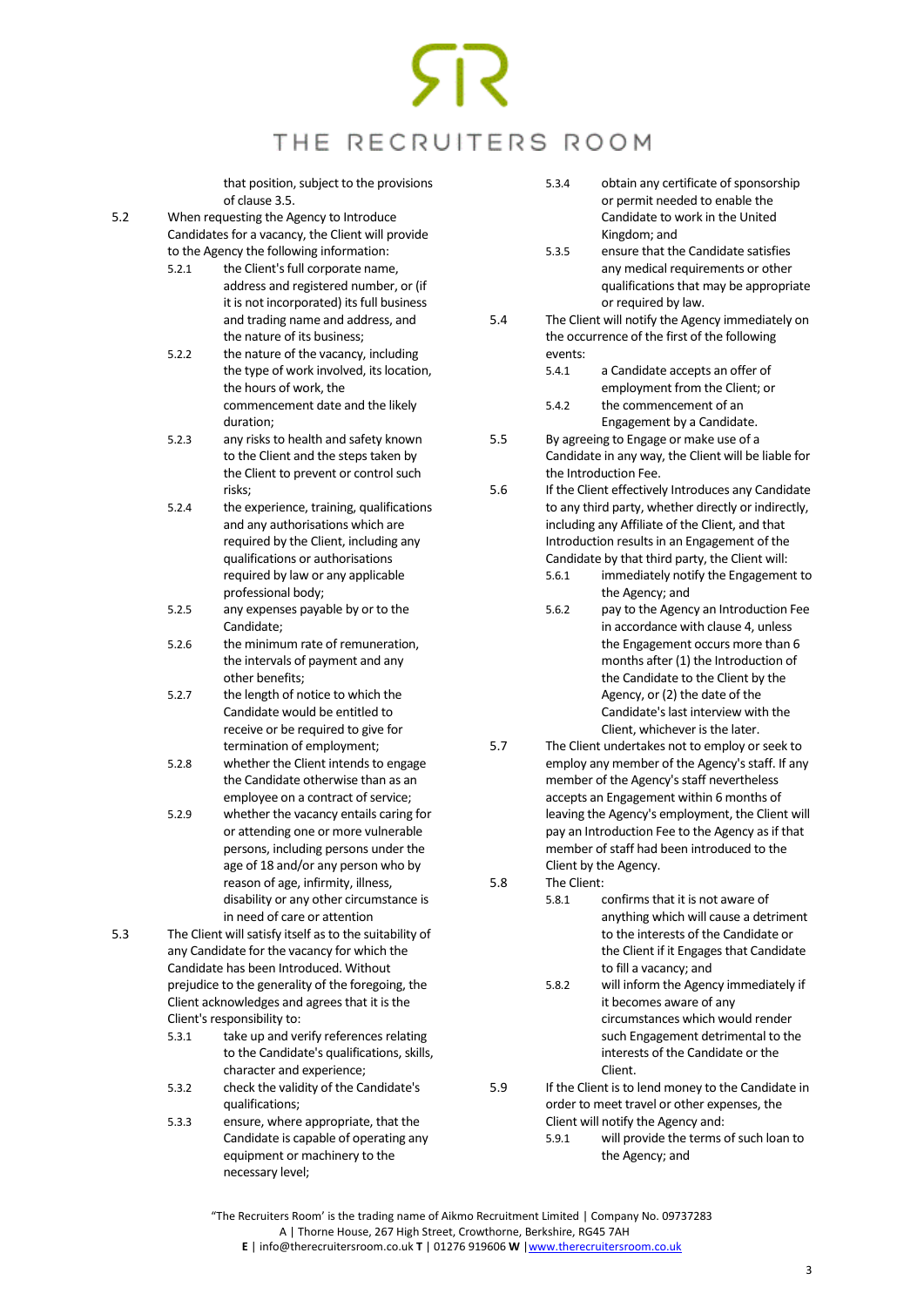that position, subject to the provisions of clause 3.5.

5.2 When requesting the Agency to Introduce Candidates for a vacancy, the Client will provide to the Agency the following information:

5.2.1 the Client's full corporate name, address and registered number, or (if it is not incorporated) its full business and trading name and address, and the nature of its business;

5.2.2 the nature of the vacancy, including the type of work involved, its location, the hours of work, the commencement date and the likely duration;

5.2.3 any risks to health and safety known to the Client and the steps taken by the Client to prevent or control such risks;

5.2.4 the experience, training, qualifications and any authorisations which are required by the Client, including any qualifications or authorisations required by law or any applicable professional body;

5.2.5 any expenses payable by or to the Candidate;

5.2.6 the minimum rate of remuneration, the intervals of payment and any other benefits;

5.2.7 the length of notice to which the Candidate would be entitled to receive or be required to give for termination of employment;

5.2.8 whether the Client intends to engage the Candidate otherwise than as an employee on a contract of service;

5.2.9 whether the vacancy entails caring for or attending one or more vulnerable persons, including persons under the age of 18 and/or any person who by reason of age, infirmity, illness, disability or any other circumstance is in need of care or attention

5.3 The Client will satisfy itself as to the suitability of any Candidate for the vacancy for which the Candidate has been Introduced. Without prejudice to the generality of the foregoing, the Client acknowledges and agrees that it is the Client's responsibility to:

5.3.1 take up and verify references relating to the Candidate's qualifications, skills, character and experience;

5.3.2 check the validity of the Candidate's qualifications;

5.3.3 ensure, where appropriate, that the Candidate is capable of operating any equipment or machinery to the necessary level;

5.3.4 obtain any certificate of sponsorship or permit needed to enable the Candidate to work in the United Kingdom; and

5.3.5 ensure that the Candidate satisfies any medical requirements or other qualifications that may be appropriate or required by law.

5.4 The Client will notify the Agency immediately on the occurrence of the first of the following events:

5.4.1 a Candidate accepts an offer of employment from the Client; or

5.4.2 the commencement of an Engagement by a Candidate.

5.5 By agreeing to Engage or make use of a Candidate in any way, the Client will be liable for the Introduction Fee.

5.6 If the Client effectively Introduces any Candidate to any third party, whether directly or indirectly, including any Affiliate of the Client, and that Introduction results in an Engagement of the Candidate by that third party, the Client will:

5.6.1 immediately notify the Engagement to the Agency; and

5.6.2 pay to the Agency an Introduction Fee in accordance with clause 4, unless the Engagement occurs more than 6 months after (1) the Introduction of the Candidate to the Client by the Agency, or (2) the date of the Candidate's last interview with the Client, whichever is the later.

5.7 The Client undertakes not to employ or seek to employ any member of the Agency's staff. If any member of the Agency's staff nevertheless accepts an Engagement within 6 months of leaving the Agency's employment, the Client will pay an Introduction Fee to the Agency as if that member of staff had been introduced to the Client by the Agency.

5.8 The Client:

5.8.1 confirms that it is not aware of anything which will cause a detriment to the interests of the Candidate or the Client if it Engages that Candidate to fill a vacancy; and

5.8.2 will inform the Agency immediately if it becomes aware of any circumstances which would render such Engagement detrimental to the interests of the Candidate or the Client.

5.9 If the Client is to lend money to the Candidate in order to meet travel or other expenses, the Client will notify the Agency and:

5.9.1 will provide the terms of such loan to the Agency; and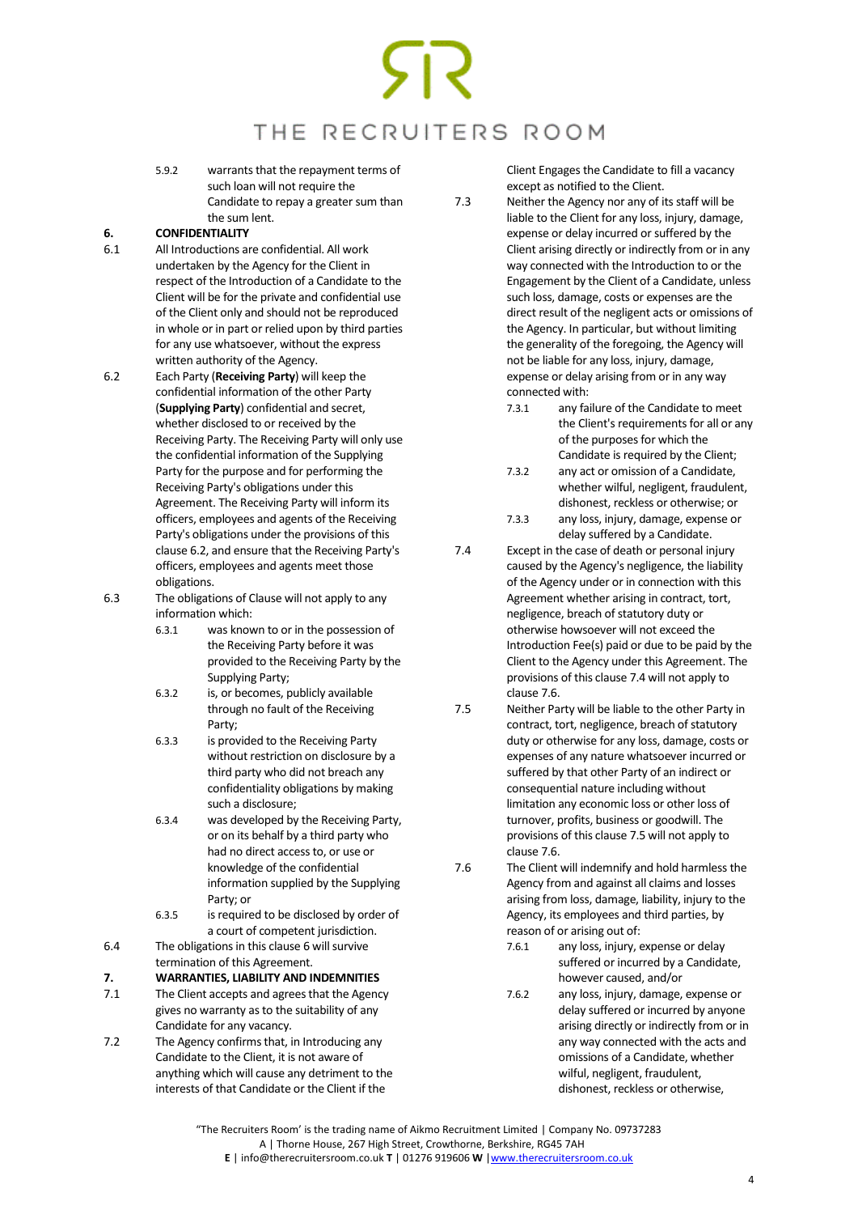5.9.2 warrants that the repayment terms of such loan will not require the Candidate to repay a greater sum than the sum lent.

## 6. CONFIDENTIALITY

6.1 All Introductions are confidential. All work undertaken by the Agency for the Client in respect of the Introduction of a Candidate to the Client will be for the private and confidential use of the Client only and should not be reproduced in whole or in part or relied upon by third parties for any use whatsoever, without the express written authority of the Agency.

6.2 Each Party (**Receiving Party**) will keep the confidential information of the other Party (**Supplying Party**) confidential and secret, whether disclosed to or received by the Receiving Party. The Receiving Party will only use the confidential information of the Supplying Party for the purpose and for performing the Receiving Party's obligations under this Agreement. The Receiving Party will inform its officers, employees and agents of the Receiving Party's obligations under the provisions of this clause 6.2, and ensure that the Receiving Party's officers, employees and agents meet those obligations.

6.3 The obligations of Clause will not apply to any information which:

6.3.1 was known to or in the possession of the Receiving Party before it was provided to the Receiving Party by the Supplying Party;

6.3.2 is, or becomes, publicly available through no fault of the Receiving Party;

6.3.3 is provided to the Receiving Party without restriction on disclosure by a third party who did not breach any confidentiality obligations by making such a disclosure;

6.3.4 was developed by the Receiving Party, or on its behalf by a third party who had no direct access to, or use or knowledge of the confidential information supplied by the Supplying Party; or

6.3.5 is required to be disclosed by order of a court of competent jurisdiction.

6.4 The obligations in this clause 6 will survive termination of this Agreement.

## 7. WARRANTIES, LIABILITY AND INDEMNITIES

7.1 The Client accepts and agrees that the Agency gives no warranty as to the suitability of any Candidate for any vacancy.

7.2 The Agency confirms that, in Introducing any Candidate to the Client, it is not aware of anything which will cause any detriment to the interests of that Candidate or the Client if the Client Engages the Candidate to fill a vacancy except as notified to the Client.

7.3 Neither the Agency nor any of its staff will be liable to the Client for any loss, injury, damage, expense or delay incurred or suffered by the Client arising directly or indirectly from or in any way connected with the Introduction to or the Engagement by the Client of a Candidate, unless such loss, damage, costs or expenses are the direct result of the negligent acts or omissions of the Agency. In particular, but without limiting the generality of the foregoing, the Agency will not be liable for any loss, injury, damage, expense or delay arising from or in any way connected with:

7.3.1 any failure of the Candidate to meet the Client's requirements for all or any of the purposes for which the Candidate is required by the Client;

7.3.2 any act or omission of a Candidate, whether wilful, negligent, fraudulent, dishonest, reckless or otherwise; or

7.3.3 any loss, injury, damage, expense or delay suffered by a Candidate.

7.4 Except in the case of death or personal injury caused by the Agency's negligence, the liability of the Agency under or in connection with this Agreement whether arising in contract, tort, negligence, breach of statutory duty or otherwise howsoever will not exceed the Introduction Fee(s) paid or due to be paid by the Client to the Agency under this Agreement. The provisions of this clause 7.4 will not apply to clause 7.6.

7.5 Neither Party will be liable to the other Party in contract, tort, negligence, breach of statutory duty or otherwise for any loss, damage, costs or expenses of any nature whatsoever incurred or suffered by that other Party of an indirect or consequential nature including without limitation any economic loss or other loss of turnover, profits, business or goodwill. The provisions of this clause 7.5 will not apply to clause 7.6.

7.6 The Client will indemnify and hold harmless the Agency from and against all claims and losses arising from loss, damage, liability, injury to the Agency, its employees and third parties, by reason of or arising out of:

7.6.1 any loss, injury, expense or delay suffered or incurred by a Candidate, however caused, and/or

7.6.2 any loss, injury, damage, expense or delay suffered or incurred by anyone arising directly or indirectly from or in any way connected with the acts and omissions of a Candidate, whether wilful, negligent, fraudulent, dishonest, reckless or otherwise,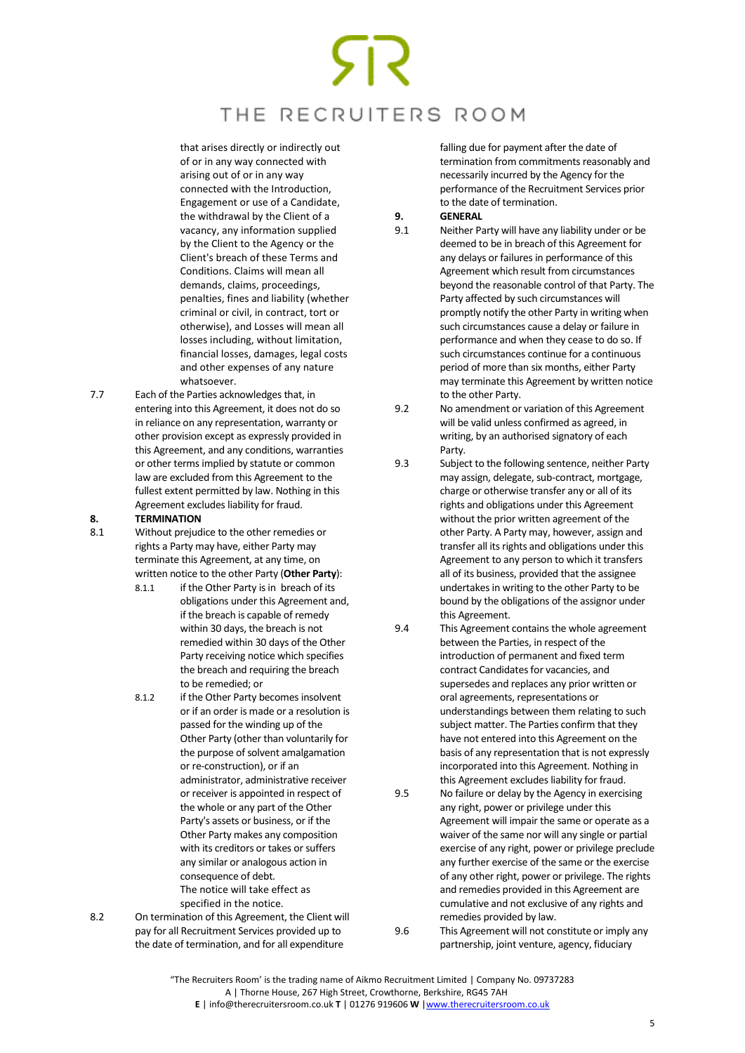that arises directly or indirectly out of or in any way connected with arising out of or in any way connected with the Introduction, Engagement or use of a Candidate, the withdrawal by the Client of a vacancy, any information supplied by the Client to the Agency or the Client's breach of these Terms and Conditions. Claims will mean all demands, claims, proceedings, penalties, fines and liability (whether criminal or civil, in contract, tort or otherwise), and Losses will mean all losses including, without limitation, financial losses, damages, legal costs and other expenses of any nature whatsoever.

7.7 Each of the Parties acknowledges that, in entering into this Agreement, it does not do so in reliance on any representation, warranty or other provision except as expressly provided in this Agreement, and any conditions, warranties or other terms implied by statute or common law are excluded from this Agreement to the fullest extent permitted by law. Nothing in this Agreement excludes liability for fraud.

**8. TERMINATION**

8.1 Without prejudice to the other remedies or rights a Party may have, either Party may terminate this Agreement, at any time, on written notice to the other Party (**Other Party**):

- 8.1.1 if the Other Party is in breach of its obligations under this Agreement and, if the breach is capable of remedy within 30 days, the breach is not remedied within 30 days of the Other Party receiving notice which specifies the breach and requiring the breach to be remedied; or
- 8.1.2 if the Other Party becomes insolvent or if an order is made or a resolution is passed for the winding up of the Other Party (other than voluntarily for the purpose of solvent amalgamation or re-construction), or if an administrator, administrative receiver or receiver is appointed in respect of the whole or any part of the Other Party's assets or business, or if the Other Party makes any composition with its creditors or takes or suffers any similar or analogous action in consequence of debt.

The notice will take effect as specified in the notice.

8.2 On termination of this Agreement, the Client will pay for all Recruitment Services provided up to the date of termination, and for all expenditure falling due for payment after the date of termination from commitments reasonably and necessarily incurred by the Agency for the performance of the Recruitment Services prior to the date of termination.

**9. GENERAL**

9.1 Neither Party will have any liability under or be deemed to be in breach of this Agreement for any delays or failures in performance of this Agreement which result from circumstances beyond the reasonable control of that Party. The Party affected by such circumstances will promptly notify the other Party in writing when such circumstances cause a delay or failure in performance and when they cease to do so. If such circumstances continue for a continuous period of more than six months, either Party may terminate this Agreement by written notice to the other Party.

9.2 No amendment or variation of this Agreement will be valid unless confirmed as agreed, in writing, by an authorised signatory of each Party.

9.3 Subject to the following sentence, neither Party may assign, delegate, sub-contract, mortgage, charge or otherwise transfer any or all of its rights and obligations under this Agreement without the prior written agreement of the other Party. A Party may, however, assign and transfer all its rights and obligations under this Agreement to any person to which it transfers all of its business, provided that the assignee undertakes in writing to the other Party to be bound by the obligations of the assignor under this Agreement.

9.4 This Agreement contains the whole agreement between the Parties, in respect of the introduction of permanent and fixed term contract Candidates for vacancies, and supersedes and replaces any prior written or oral agreements, representations or understandings between them relating to such subject matter. The Parties confirm that they have not entered into this Agreement on the basis of any representation that is not expressly incorporated into this Agreement. Nothing in this Agreement excludes liability for fraud.

9.5 No failure or delay by the Agency in exercising any right, power or privilege under this Agreement will impair the same or operate as a waiver of the same nor will any single or partial exercise of any right, power or privilege preclude any further exercise of the same or the exercise of any other right, power or privilege. The rights and remedies provided in this Agreement are cumulative and not exclusive of any rights and remedies provided by law.

9.6 This Agreement will not constitute or imply any partnership, joint venture, agency, fiduciary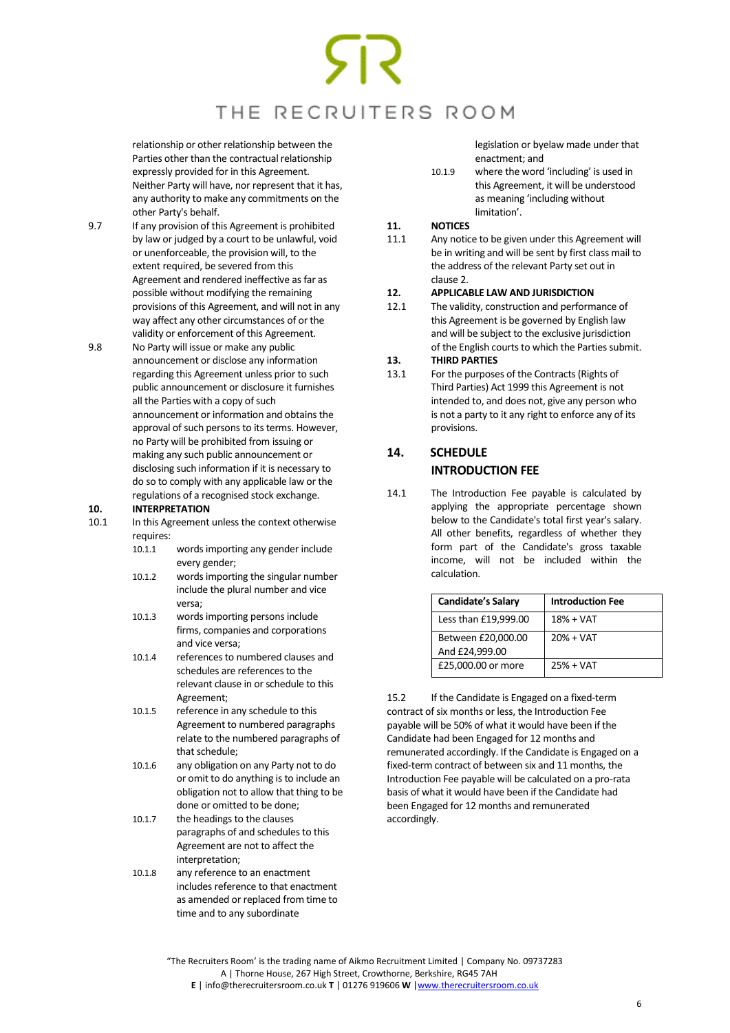relationship or other relationship between the Parties other than the contractual relationship expressly provided for in this Agreement. Neither Party will have, nor represent that it has, any authority to make any commitments on the other Party's behalf.

9.7 If any provision of this Agreement is prohibited by law or judged by a court to be unlawful, void or unenforceable, the provision will, to the extent required, be severed from this Agreement and rendered ineffective as far as possible without modifying the remaining provisions of this Agreement, and will not in any way affect any other circumstances of or the validity or enforcement of this Agreement.

9.8 No Party will issue or make any public announcement or disclose any information regarding this Agreement unless prior to such public announcement or disclosure it furnishes all the Parties with a copy of such announcement or information and obtains the approval of such persons to its terms. However, no Party will be prohibited from issuing or making any such public announcement or disclosing such information if it is necessary to do so to comply with any applicable law or the regulations of a recognised stock exchange.

**10. INTERPRETATION**

10.1 In this Agreement unless the context otherwise requires:

10.1.1 words importing any gender include every gender;

10.1.2 words importing the singular number include the plural number and vice versa;

10.1.3 words importing persons include firms, companies and corporations and vice versa;

10.1.4 references to numbered clauses and schedules are references to the relevant clause in or schedule to this Agreement;

10.1.5 reference in any schedule to this Agreement to numbered paragraphs relate to the numbered paragraphs of that schedule;

10.1.6 any obligation on any Party not to do or omit to do anything is to include an obligation not to allow that thing to be done or omitted to be done;

10.1.7 the headings to the clauses paragraphs of and schedules to this Agreement are not to affect the interpretation;

10.1.8 any reference to an enactment includes reference to that enactment as amended or replaced from time to time and to any subordinate legislation or byelaw made under that enactment; and

10.1.9 where the word 'including' is used in this Agreement, it will be understood as meaning 'including without limitation'.

**11. NOTICES**

11.1 Any notice to be given under this Agreement will be in writing and will be sent by first class mail to the address of the relevant Party set out in clause 2.

**12. APPLICABLE LAW AND JURISDICTION**

12.1 The validity, construction and performance of this Agreement is be governed by English law and will be subject to the exclusive jurisdiction of the English courts to which the Parties submit.

**13. THIRD PARTIES**

13.1 For the purposes of the Contracts (Rights of Third Parties) Act 1999 this Agreement is not intended to, and does not, give any person who is not a party to it any right to enforce any of its provisions.

## 14. SCHEDULE

## INTRODUCTION FEE

14.1 The Introduction Fee payable is calculated by applying the appropriate percentage shown below to the Candidate's total first year's salary. All other benefits, regardless of whether they form part of the Candidate's gross taxable income, will not be included within the calculation.

| Candidate's Salary | Introduction Fee |
|---|---|
| Less than £19,999.00 | 18% + VAT |
| Between £20,000.00 And £24,999.00 | 20% + VAT |
| £25,000.00 or more | 25% + VAT |

15.2 If the Candidate is Engaged on a fixed-term contract of six months or less, the Introduction Fee payable will be 50% of what it would have been if the Candidate had been Engaged for 12 months and remunerated accordingly. If the Candidate is Engaged on a fixed-term contract of between six and 11 months, the Introduction Fee payable will be calculated on a pro-rata basis of what it would have been if the Candidate had been Engaged for 12 months and remunerated accordingly.